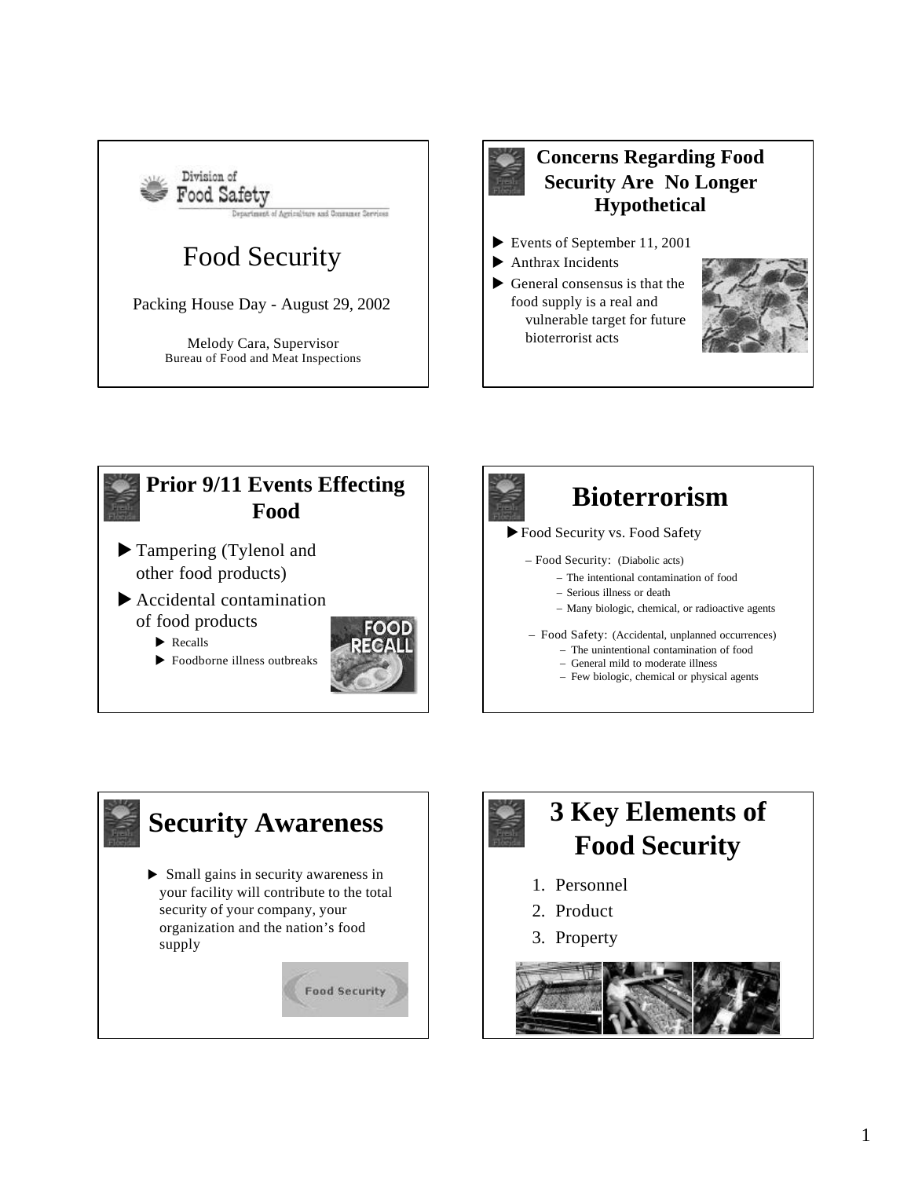Division of Food Safety

Department of Agriculture and Consumer Services

# Food Security

Packing House Day - August 29, 2002

Melody Cara, Supervisor
Bureau of Food and Meat Inspections

## Concerns Regarding Food Security Are No Longer Hypothetical

- Events of September 11, 2001
- Anthrax Incidents
- General consensus is that the food supply is a real and vulnerable target for future bioterrorist acts

## Prior 9/11 Events Effecting Food

- Tampering (Tylenol and other food products)
- Accidental contamination of food products
  - Recalls
  - Foodborne illness outbreaks

FOOD RECALL

## Bioterrorism

- Food Security vs. Food Safety
  - Food Security: (Diabolic acts)
    - The intentional contamination of food
    - Serious illness or death
    - Many biologic, chemical, or radioactive agents
  - Food Safety: (Accidental, unplanned occurrences)
    - The unintentional contamination of food
    - General mild to moderate illness
    - Few biologic, chemical or physical agents

## Security Awareness

- Small gains in security awareness in your facility will contribute to the total security of your company, your organization and the nation's food supply

Food Security

## 3 Key Elements of Food Security

1. Personnel
2. Product
3. Property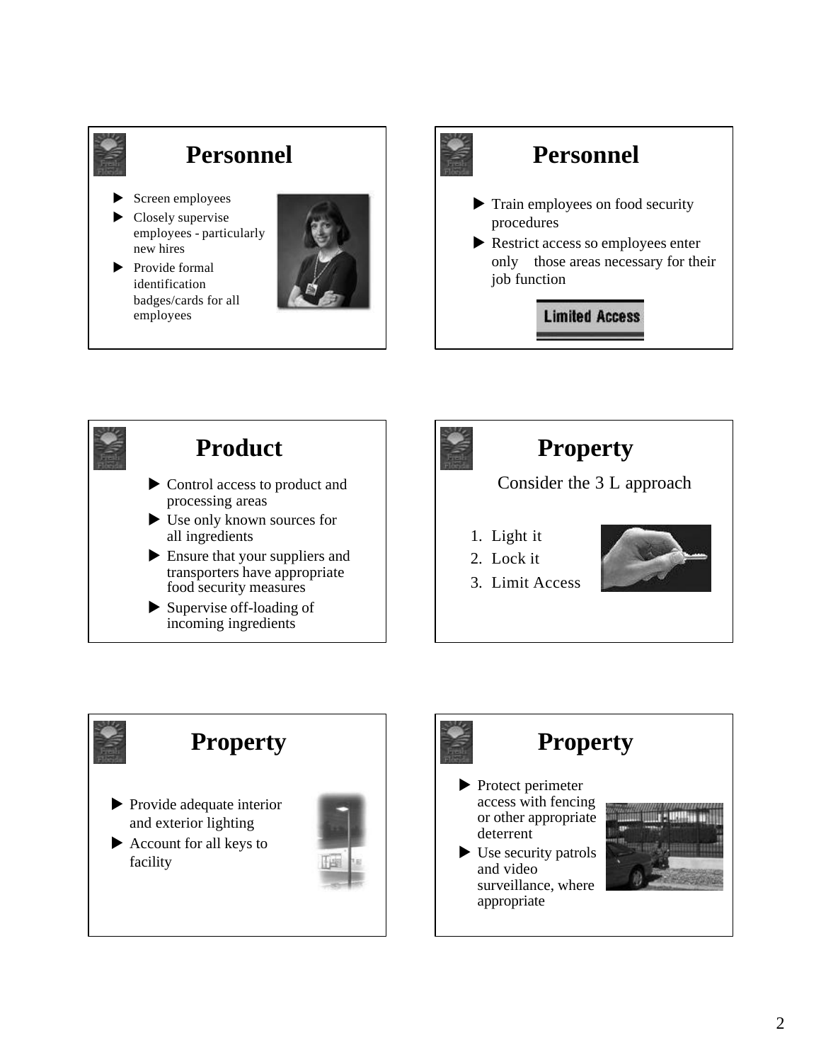## Personnel

- Screen employees
- Closely supervise employees - particularly new hires
- Provide formal identification badges/cards for all employees

## Personnel

- Train employees on food security procedures
- Restrict access so employees enter only those areas necessary for their job function

Limited Access

## Product

- Control access to product and processing areas
- Use only known sources for all ingredients
- Ensure that your suppliers and transporters have appropriate food security measures
- Supervise off-loading of incoming ingredients

## Property

Consider the 3 L approach

1. Light it
2. Lock it
3. Limit Access

## Property

- Provide adequate interior and exterior lighting
- Account for all keys to facility

## Property

- Protect perimeter access with fencing or other appropriate deterrent
- Use security patrols and video surveillance, where appropriate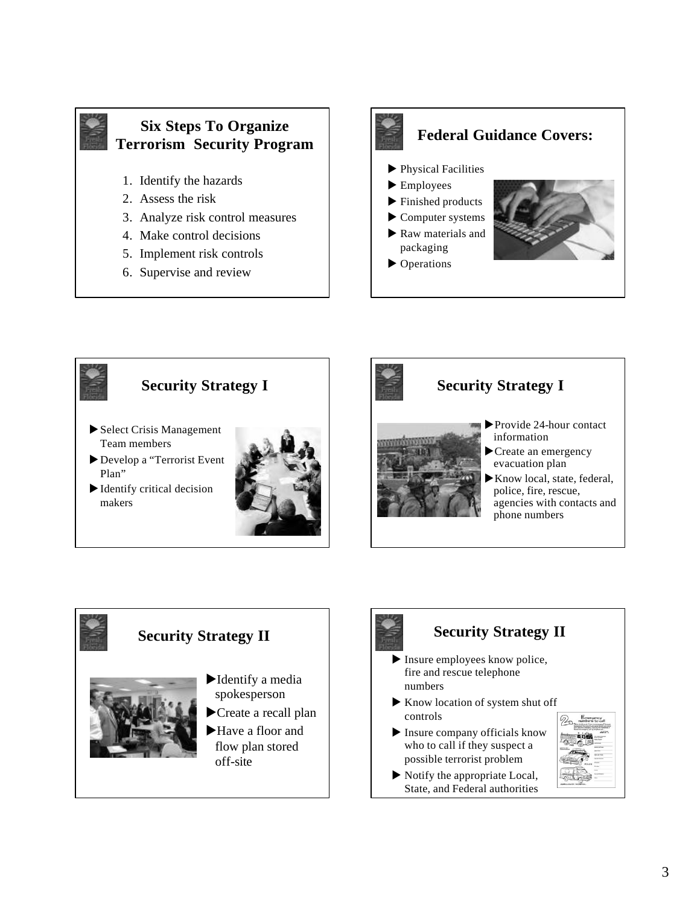## Six Steps To Organize Terrorism Security Program

1. Identify the hazards
2. Assess the risk
3. Analyze risk control measures
4. Make control decisions
5. Implement risk controls
6. Supervise and review

## Federal Guidance Covers:

- Physical Facilities
- Employees
- Finished products
- Computer systems
- Raw materials and packaging
- Operations

## Security Strategy I

- Select Crisis Management Team members
- Develop a "Terrorist Event Plan"
- Identify critical decision makers

## Security Strategy I

- Provide 24-hour contact information
- Create an emergency evacuation plan
- Know local, state, federal, police, fire, rescue, agencies with contacts and phone numbers

## Security Strategy II

- Identify a media spokesperson
- Create a recall plan
- Have a floor and flow plan stored off-site

## Security Strategy II

- Insure employees know police, fire and rescue telephone numbers
- Know location of system shut off controls
- Insure company officials know who to call if they suspect a possible terrorist problem
- Notify the appropriate Local, State, and Federal authorities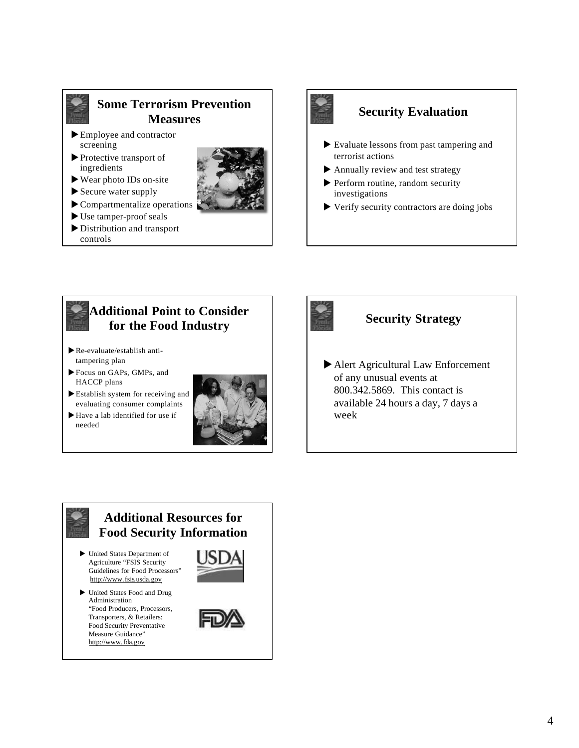## Some Terrorism Prevention Measures

- Employee and contractor screening
- Protective transport of ingredients
- Wear photo IDs on-site
- Secure water supply
- Compartmentalize operations
- Use tamper-proof seals
- Distribution and transport controls

## Security Evaluation

- Evaluate lessons from past tampering and terrorist actions
- Annually review and test strategy
- Perform routine, random security investigations
- Verify security contractors are doing jobs

## Additional Point to Consider for the Food Industry

- Re-evaluate/establish anti-tampering plan
- Focus on GAPs, GMPs, and HACCP plans
- Establish system for receiving and evaluating consumer complaints
- Have a lab identified for use if needed

## Security Strategy

- Alert Agricultural Law Enforcement of any unusual events at 800.342.5869. This contact is available 24 hours a day, 7 days a week

## Additional Resources for Food Security Information

- United States Department of Agriculture "FSIS Security Guidelines for Food Processors" http://www.fsis.usda.gov
- United States Food and Drug Administration "Food Producers, Processors, Transporters, & Retailers: Food Security Preventative Measure Guidance" http://www.fda.gov